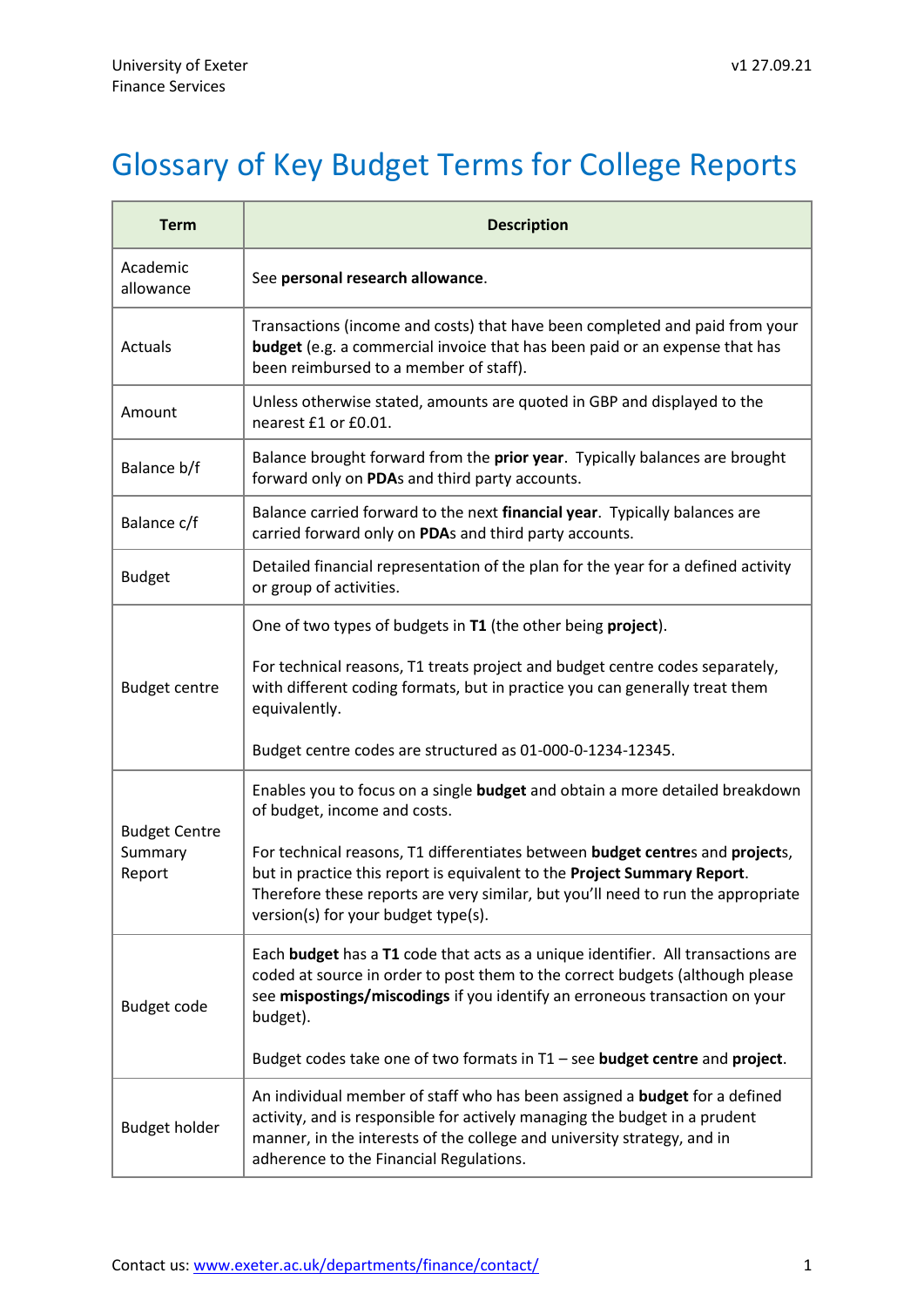University of Exeter
Finance Services

v1 27.09.21

# Glossary of Key Budget Terms for College Reports

| Term | Description |
|---|---|
| Academic allowance | See **personal research allowance**. |
| Actuals | Transactions (income and costs) that have been completed and paid from your **budget** (e.g. a commercial invoice that has been paid or an expense that has been reimbursed to a member of staff). |
| Amount | Unless otherwise stated, amounts are quoted in GBP and displayed to the nearest £1 or £0.01. |
| Balance b/f | Balance brought forward from the **prior year**. Typically balances are brought forward only on **PDA**s and third party accounts. |
| Balance c/f | Balance carried forward to the next **financial year**. Typically balances are carried forward only on **PDA**s and third party accounts. |
| Budget | Detailed financial representation of the plan for the year for a defined activity or group of activities. |
| Budget centre | One of two types of budgets in **T1** (the other being **project**).<br><br>For technical reasons, T1 treats project and budget centre codes separately, with different coding formats, but in practice you can generally treat them equivalently.<br><br>Budget centre codes are structured as 01-000-0-1234-12345. |
| Budget Centre Summary Report | Enables you to focus on a single **budget** and obtain a more detailed breakdown of budget, income and costs.<br><br>For technical reasons, T1 differentiates between **budget centre**s and **project**s, but in practice this report is equivalent to the **Project Summary Report**. Therefore these reports are very similar, but you'll need to run the appropriate version(s) for your budget type(s). |
| Budget code | Each **budget** has a **T1** code that acts as a unique identifier. All transactions are coded at source in order to post them to the correct budgets (although please see **mispostings/miscodings** if you identify an erroneous transaction on your budget).<br><br>Budget codes take one of two formats in T1 – see **budget centre** and **project**. |
| Budget holder | An individual member of staff who has been assigned a **budget** for a defined activity, and is responsible for actively managing the budget in a prudent manner, in the interests of the college and university strategy, and in adherence to the Financial Regulations. |

Contact us: www.exeter.ac.uk/departments/finance/contact/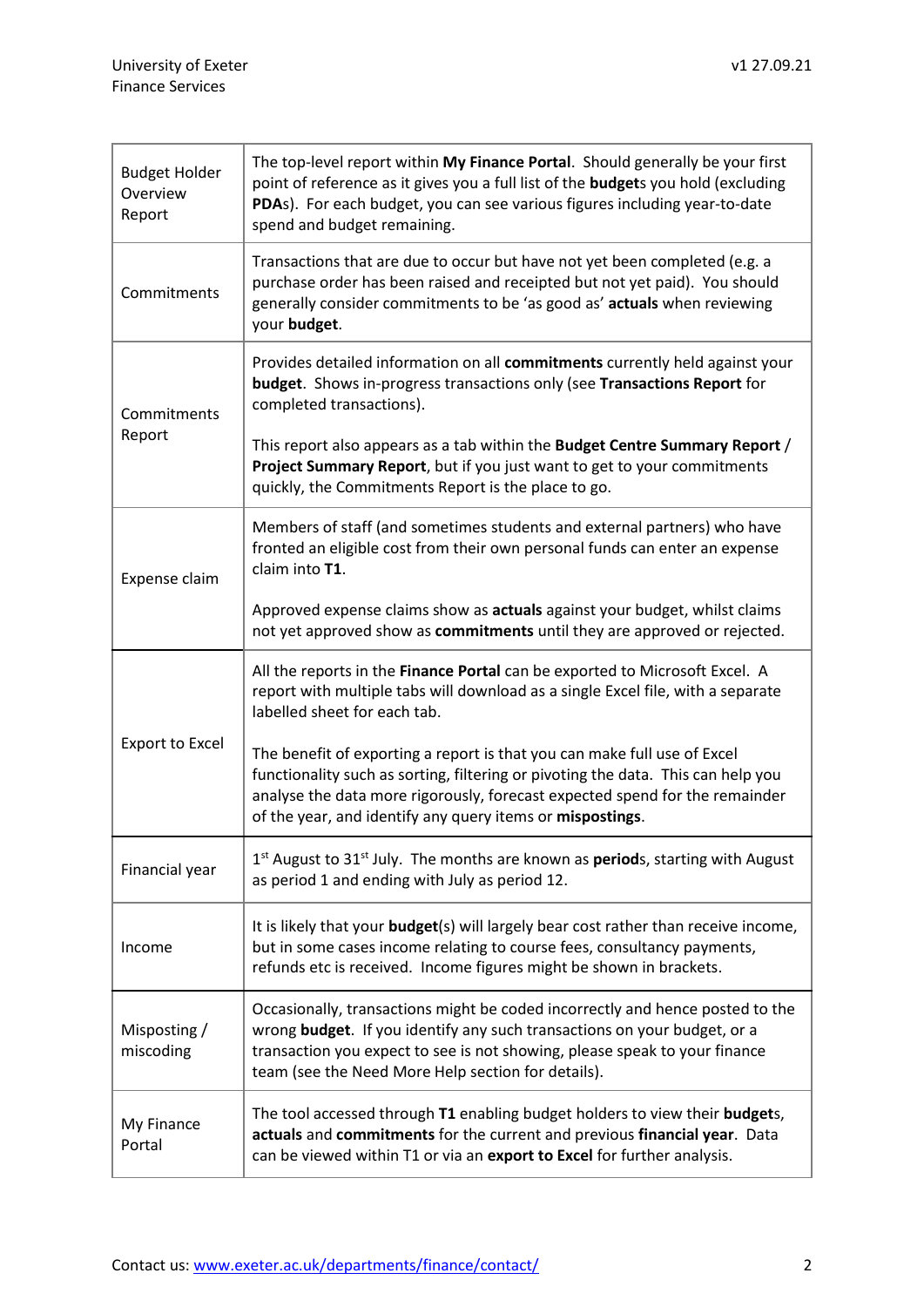| | |
|---|---|
| Budget Holder Overview Report | The top-level report within **My Finance Portal**. Should generally be your first point of reference as it gives you a full list of the **budget**s you hold (excluding **PDA**s). For each budget, you can see various figures including year-to-date spend and budget remaining. |
| Commitments | Transactions that are due to occur but have not yet been completed (e.g. a purchase order has been raised and receipted but not yet paid). You should generally consider commitments to be 'as good as' **actuals** when reviewing your **budget**. |
| Commitments Report | Provides detailed information on all **commitments** currently held against your **budget**. Shows in-progress transactions only (see **Transactions Report** for completed transactions).<br><br>This report also appears as a tab within the **Budget Centre Summary Report** / **Project Summary Report**, but if you just want to get to your commitments quickly, the Commitments Report is the place to go. |
| Expense claim | Members of staff (and sometimes students and external partners) who have fronted an eligible cost from their own personal funds can enter an expense claim into **T1**.<br><br>Approved expense claims show as **actuals** against your budget, whilst claims not yet approved show as **commitments** until they are approved or rejected. |
| Export to Excel | All the reports in the **Finance Portal** can be exported to Microsoft Excel. A report with multiple tabs will download as a single Excel file, with a separate labelled sheet for each tab.<br><br>The benefit of exporting a report is that you can make full use of Excel functionality such as sorting, filtering or pivoting the data. This can help you analyse the data more rigorously, forecast expected spend for the remainder of the year, and identify any query items or **mispostings**. |
| Financial year | 1st August to 31st July. The months are known as **period**s, starting with August as period 1 and ending with July as period 12. |
| Income | It is likely that your **budget**(s) will largely bear cost rather than receive income, but in some cases income relating to course fees, consultancy payments, refunds etc is received. Income figures might be shown in brackets. |
| Misposting / miscoding | Occasionally, transactions might be coded incorrectly and hence posted to the wrong **budget**. If you identify any such transactions on your budget, or a transaction you expect to see is not showing, please speak to your finance team (see the Need More Help section for details). |
| My Finance Portal | The tool accessed through **T1** enabling budget holders to view their **budget**s, **actuals** and **commitments** for the current and previous **financial year**. Data can be viewed within T1 or via an **export to Excel** for further analysis. |

Contact us: [www.exeter.ac.uk/departments/finance/contact/](www.exeter.ac.uk/departments/finance/contact/)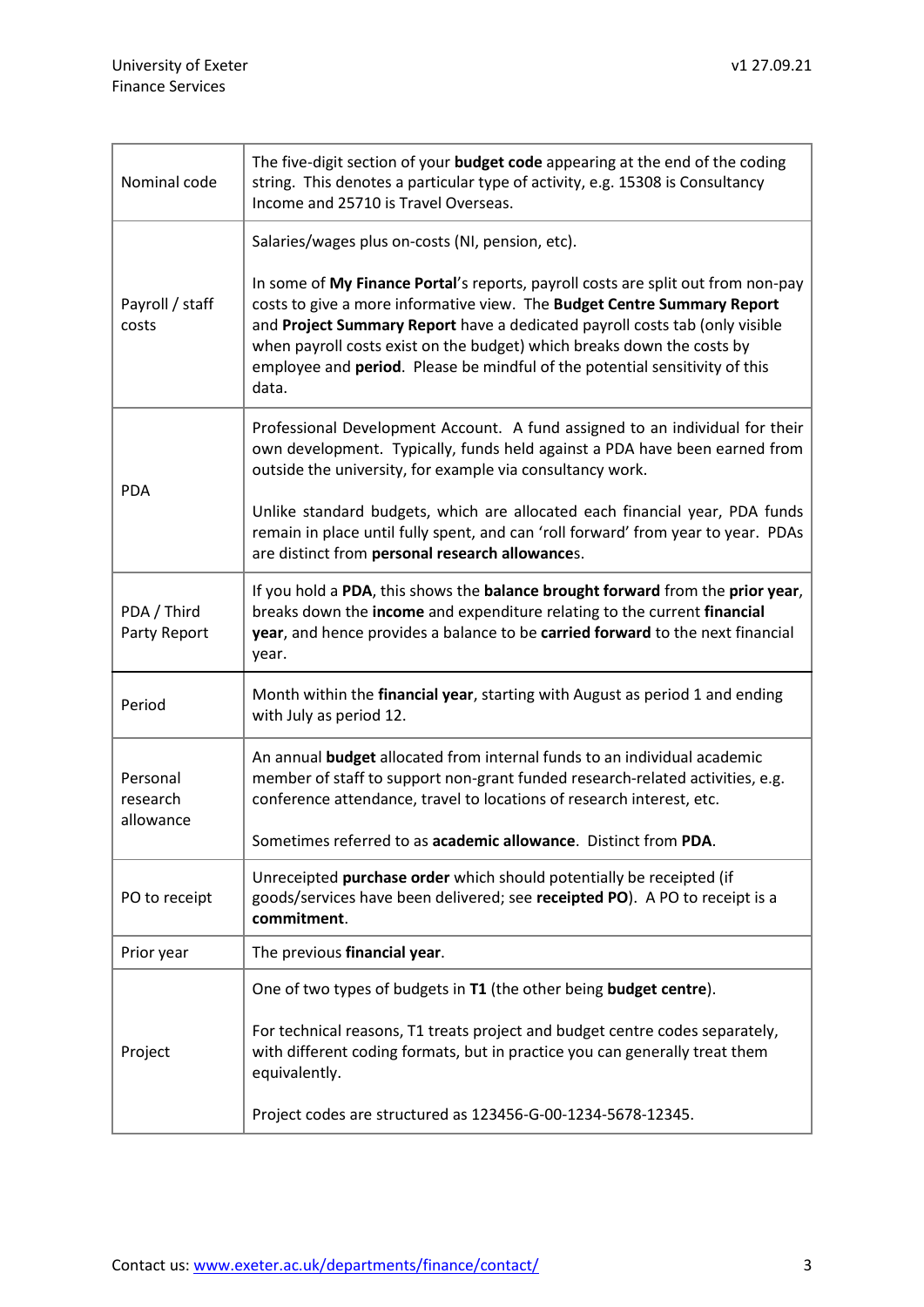| | |
|---|---|
| Nominal code | The five-digit section of your **budget code** appearing at the end of the coding string. This denotes a particular type of activity, e.g. 15308 is Consultancy Income and 25710 is Travel Overseas. |
| Payroll / staff costs | Salaries/wages plus on-costs (NI, pension, etc).<br><br>In some of **My Finance Portal**'s reports, payroll costs are split out from non-pay costs to give a more informative view. The **Budget Centre Summary Report** and **Project Summary Report** have a dedicated payroll costs tab (only visible when payroll costs exist on the budget) which breaks down the costs by employee and **period**. Please be mindful of the potential sensitivity of this data. |
| PDA | Professional Development Account. A fund assigned to an individual for their own development. Typically, funds held against a PDA have been earned from outside the university, for example via consultancy work.<br><br>Unlike standard budgets, which are allocated each financial year, PDA funds remain in place until fully spent, and can 'roll forward' from year to year. PDAs are distinct from **personal research allowance**s. |
| PDA / Third Party Report | If you hold a **PDA**, this shows the **balance brought forward** from the **prior year**, breaks down the **income** and expenditure relating to the current **financial year**, and hence provides a balance to be **carried forward** to the next financial year. |
| Period | Month within the **financial year**, starting with August as period 1 and ending with July as period 12. |
| Personal research allowance | An annual **budget** allocated from internal funds to an individual academic member of staff to support non-grant funded research-related activities, e.g. conference attendance, travel to locations of research interest, etc.<br><br>Sometimes referred to as **academic allowance**. Distinct from **PDA**. |
| PO to receipt | Unreceipted **purchase order** which should potentially be receipted (if goods/services have been delivered; see **receipted PO**). A PO to receipt is a **commitment**. |
| Prior year | The previous **financial year**. |
| Project | One of two types of budgets in **T1** (the other being **budget centre**).<br><br>For technical reasons, T1 treats project and budget centre codes separately, with different coding formats, but in practice you can generally treat them equivalently.<br><br>Project codes are structured as 123456-G-00-1234-5678-12345. |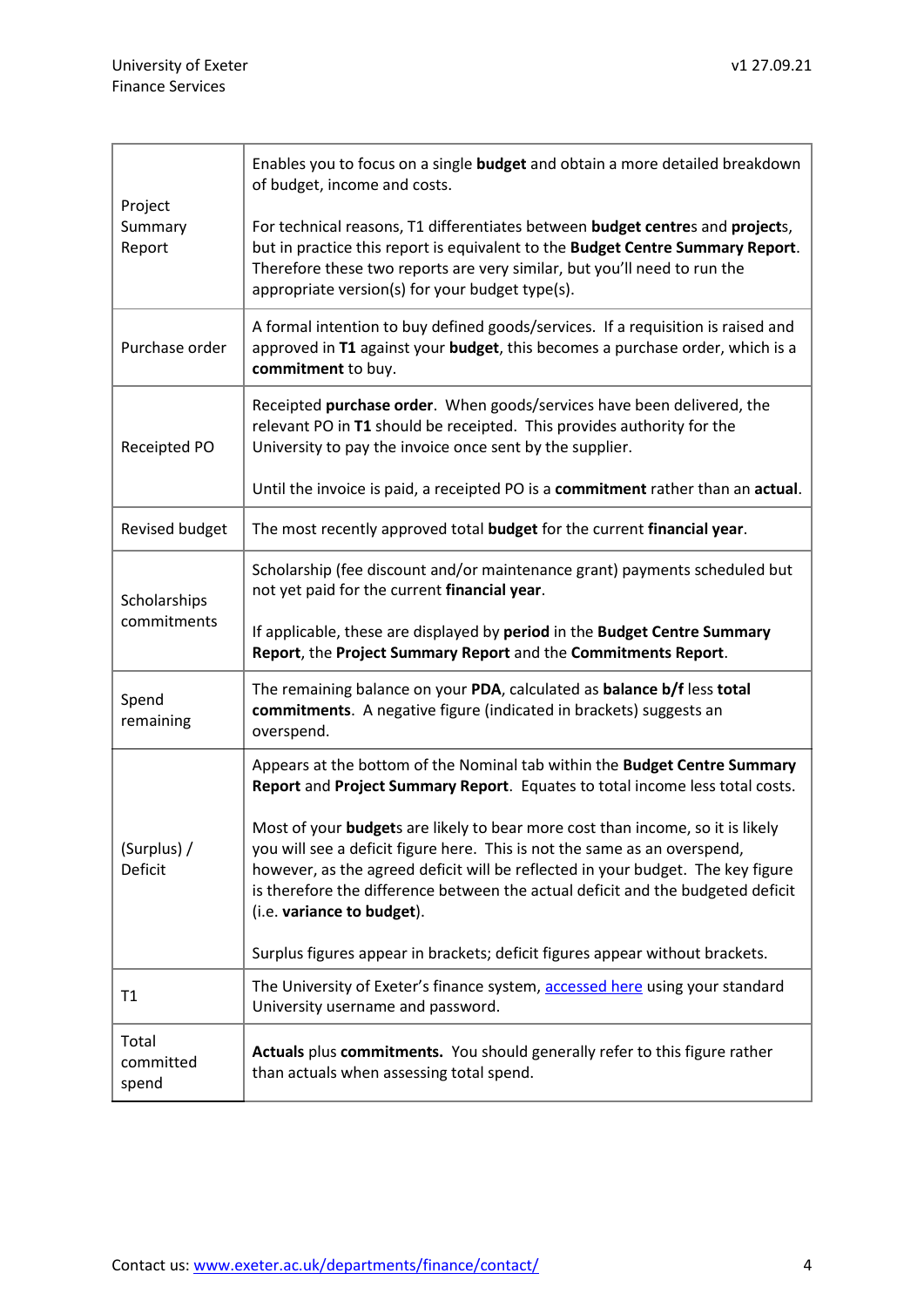| | |
|---|---|
| Project Summary Report | Enables you to focus on a single **budget** and obtain a more detailed breakdown of budget, income and costs.<br><br>For technical reasons, T1 differentiates between **budget centre**s and **project**s, but in practice this report is equivalent to the **Budget Centre Summary Report**. Therefore these two reports are very similar, but you'll need to run the appropriate version(s) for your budget type(s). |
| Purchase order | A formal intention to buy defined goods/services. If a requisition is raised and approved in **T1** against your **budget**, this becomes a purchase order, which is a **commitment** to buy. |
| Receipted PO | Receipted **purchase order**. When goods/services have been delivered, the relevant PO in **T1** should be receipted. This provides authority for the University to pay the invoice once sent by the supplier.<br><br>Until the invoice is paid, a receipted PO is a **commitment** rather than an **actual**. |
| Revised budget | The most recently approved total **budget** for the current **financial year**. |
| Scholarships commitments | Scholarship (fee discount and/or maintenance grant) payments scheduled but not yet paid for the current **financial year**.<br><br>If applicable, these are displayed by **period** in the **Budget Centre Summary Report**, the **Project Summary Report** and the **Commitments Report**. |
| Spend remaining | The remaining balance on your **PDA**, calculated as **balance b/f** less **total commitments**. A negative figure (indicated in brackets) suggests an overspend. |
| (Surplus) / Deficit | Appears at the bottom of the Nominal tab within the **Budget Centre Summary Report** and **Project Summary Report**. Equates to total income less total costs.<br><br>Most of your **budget**s are likely to bear more cost than income, so it is likely you will see a deficit figure here. This is not the same as an overspend, however, as the agreed deficit will be reflected in your budget. The key figure is therefore the difference between the actual deficit and the budgeted deficit (i.e. **variance to budget**).<br><br>Surplus figures appear in brackets; deficit figures appear without brackets. |
| T1 | The University of Exeter's finance system, accessed here using your standard University username and password. |
| Total committed spend | **Actuals** plus **commitments.** You should generally refer to this figure rather than actuals when assessing total spend. |

Contact us: www.exeter.ac.uk/departments/finance/contact/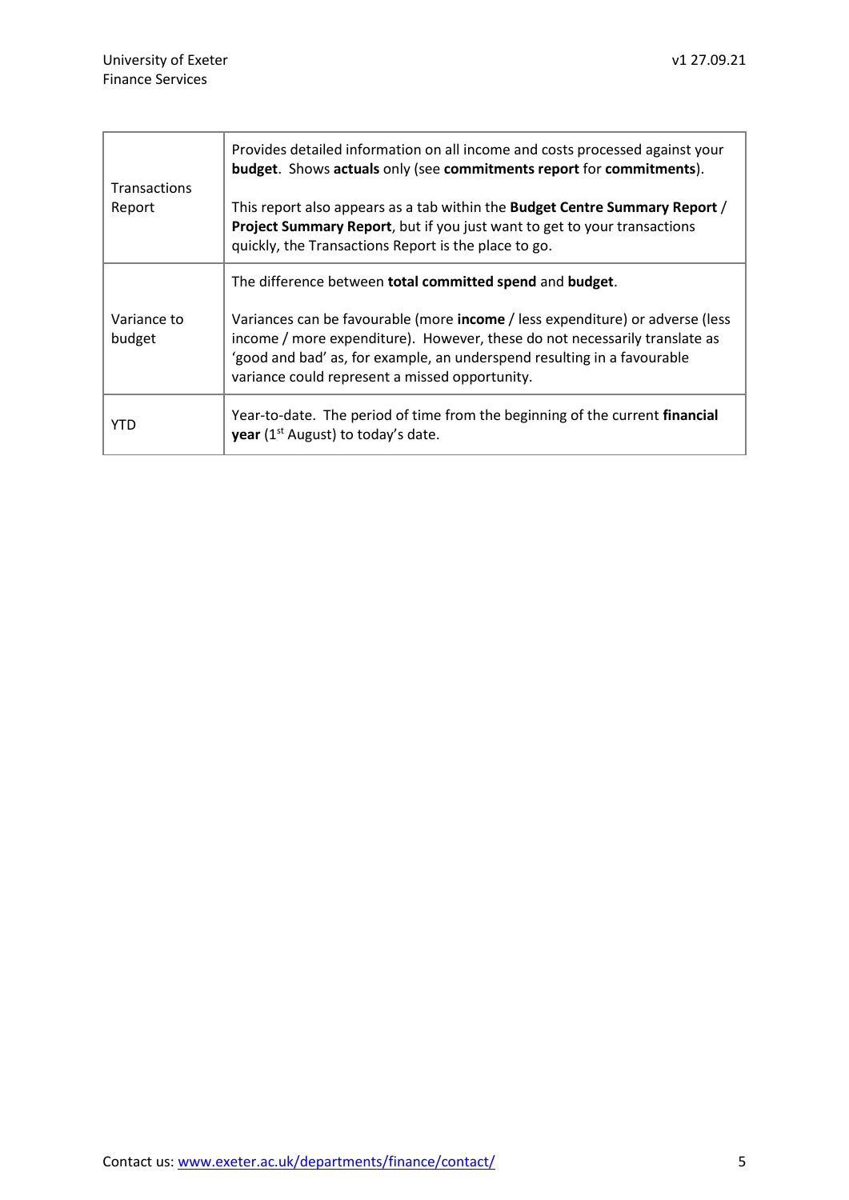| | |
|---|---|
| Transactions Report | Provides detailed information on all income and costs processed against your **budget**. Shows **actuals** only (see **commitments report** for **commitments**).<br><br>This report also appears as a tab within the **Budget Centre Summary Report** / **Project Summary Report**, but if you just want to get to your transactions quickly, the Transactions Report is the place to go. |
| Variance to budget | The difference between **total committed spend** and **budget**.<br><br>Variances can be favourable (more **income** / less expenditure) or adverse (less income / more expenditure). However, these do not necessarily translate as 'good and bad' as, for example, an underspend resulting in a favourable variance could represent a missed opportunity. |
| YTD | Year-to-date. The period of time from the beginning of the current **financial year** (1st August) to today's date. |

Contact us: [www.exeter.ac.uk/departments/finance/contact/](http://www.exeter.ac.uk/departments/finance/contact/)